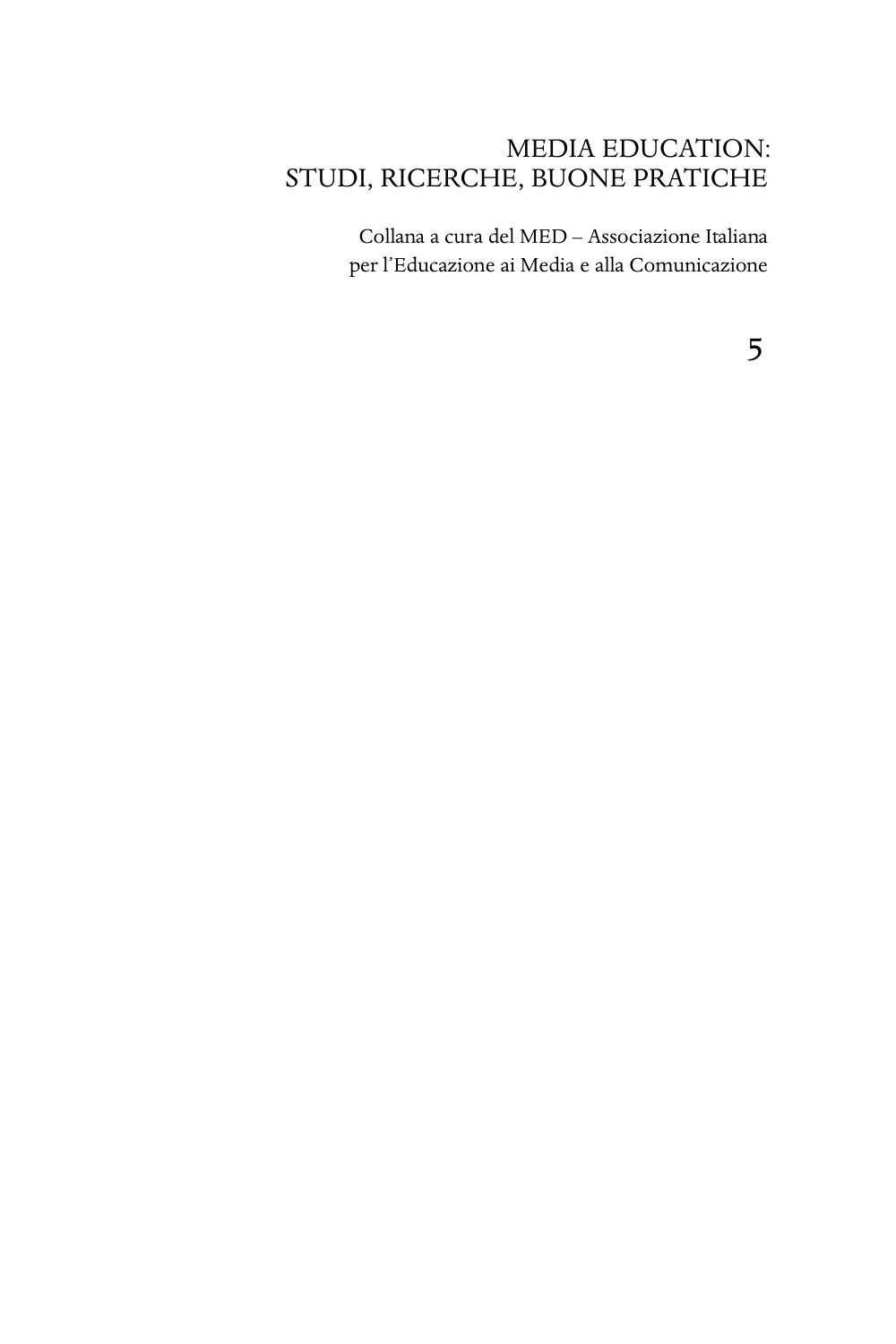# MEDIA EDUCATION: STUDI, RICERCHE, BUONE PRATICHE

Collana a cura del MED – Associazione Italiana per l'Educazione ai Media e alla Comunicazione

5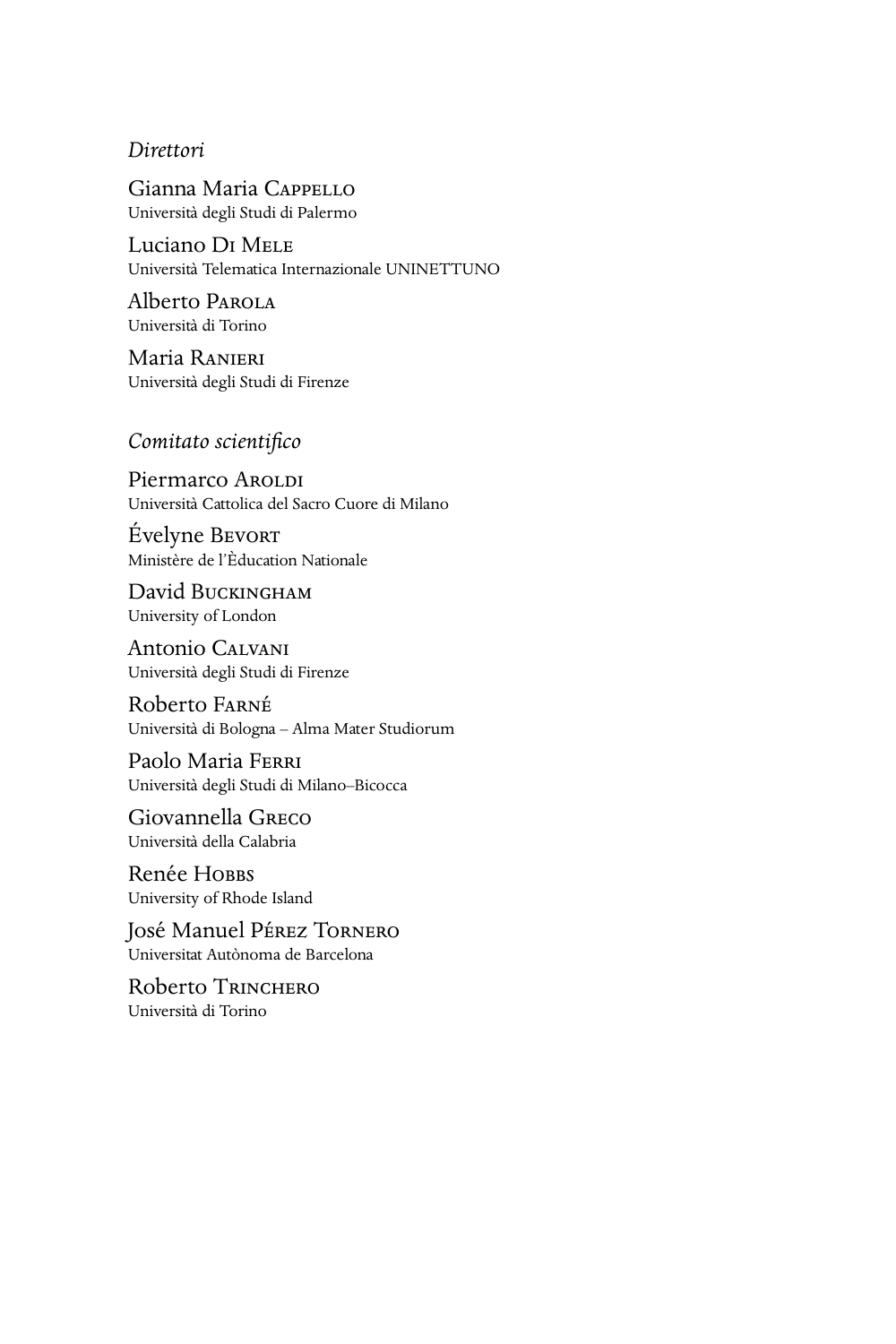*Direttori*

Gianna Maria Cappello
Università degli Studi di Palermo

Luciano Di Mele
Università Telematica Internazionale UNINETTUNO

Alberto Parola
Università di Torino

Maria Ranieri
Università degli Studi di Firenze

*Comitato scientifico*

Piermarco Aroldi
Università Cattolica del Sacro Cuore di Milano

Évelyne Bevort
Ministère de l'Èducation Nationale

David Buckingham
University of London

Antonio Calvani
Università degli Studi di Firenze

Roberto Farné
Università di Bologna – Alma Mater Studiorum

Paolo Maria Ferri
Università degli Studi di Milano–Bicocca

Giovannella Greco
Università della Calabria

Renée Hobbs
University of Rhode Island

José Manuel Pérez Tornero
Universitat Autònoma de Barcelona

Roberto Trinchero
Università di Torino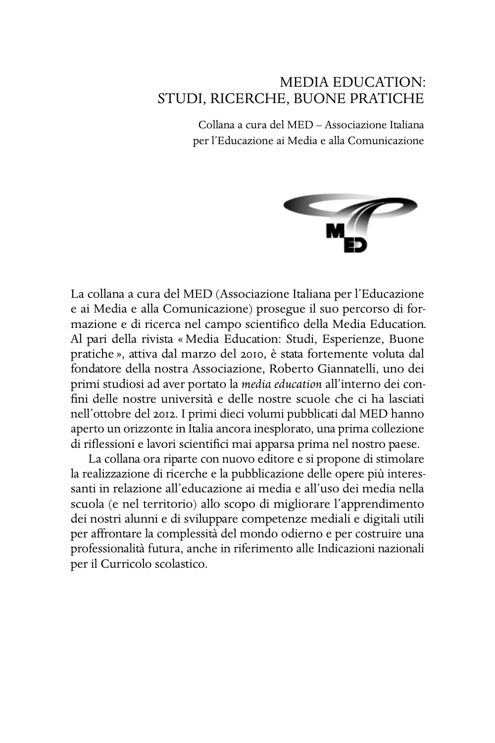# MEDIA EDUCATION: STUDI, RICERCHE, BUONE PRATICHE

Collana a cura del MED – Associazione Italiana per l'Educazione ai Media e alla Comunicazione

La collana a cura del MED (Associazione Italiana per l'Educazione e ai Media e alla Comunicazione) prosegue il suo percorso di formazione e di ricerca nel campo scientifico della Media Education. Al pari della rivista « Media Education: Studi, Esperienze, Buone pratiche », attiva dal marzo del 2010, è stata fortemente voluta dal fondatore della nostra Associazione, Roberto Giannatelli, uno dei primi studiosi ad aver portato la *media education* all'interno dei confini delle nostre università e delle nostre scuole che ci ha lasciati nell'ottobre del 2012. I primi dieci volumi pubblicati dal MED hanno aperto un orizzonte in Italia ancora inesplorato, una prima collezione di riflessioni e lavori scientifici mai apparsa prima nel nostro paese.

La collana ora riparte con nuovo editore e si propone di stimolare la realizzazione di ricerche e la pubblicazione delle opere più interessanti in relazione all'educazione ai media e all'uso dei media nella scuola (e nel territorio) allo scopo di migliorare l'apprendimento dei nostri alunni e di sviluppare competenze mediali e digitali utili per affrontare la complessità del mondo odierno e per costruire una professionalità futura, anche in riferimento alle Indicazioni nazionali per il Curricolo scolastico.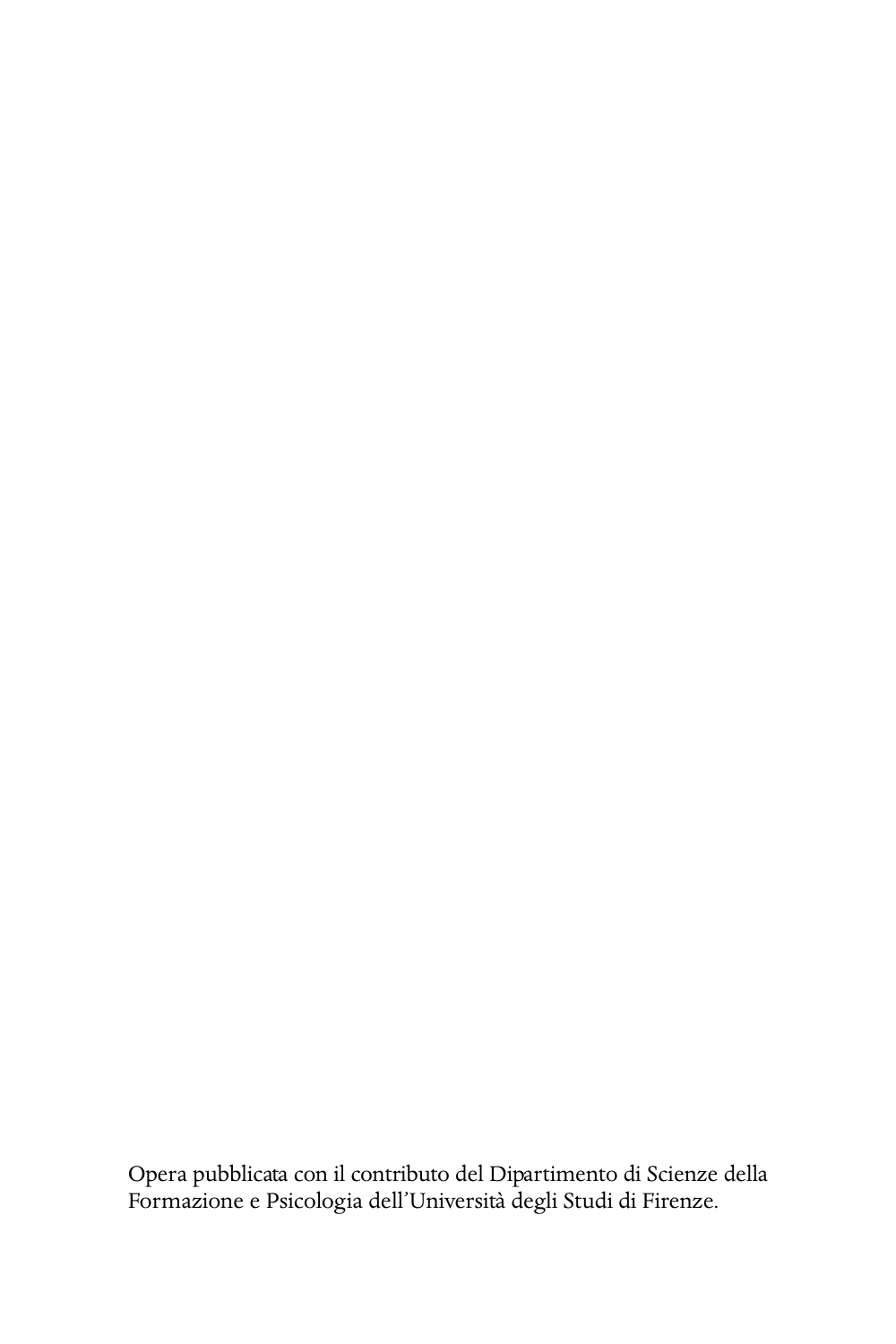Opera pubblicata con il contributo del Dipartimento di Scienze della Formazione e Psicologia dell'Università degli Studi di Firenze.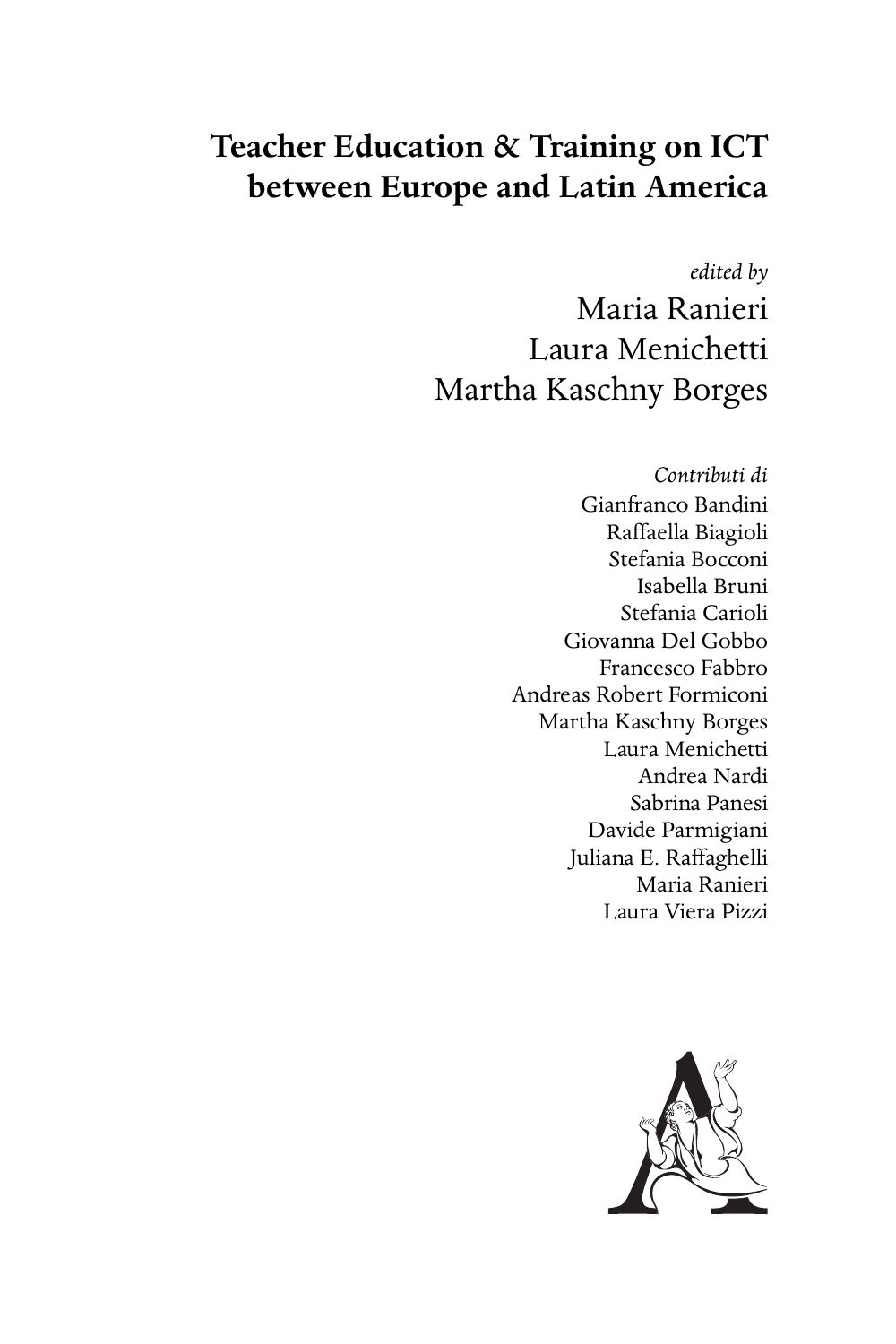# Teacher Education & Training on ICT between Europe and Latin America

*edited by*

Maria Ranieri
Laura Menichetti
Martha Kaschny Borges

*Contributi di*

Gianfranco Bandini
Raffaella Biagioli
Stefania Bocconi
Isabella Bruni
Stefania Carioli
Giovanna Del Gobbo
Francesco Fabbro
Andreas Robert Formiconi
Martha Kaschny Borges
Laura Menichetti
Andrea Nardi
Sabrina Panesi
Davide Parmigiani
Juliana E. Raffaghelli
Maria Ranieri
Laura Viera Pizzi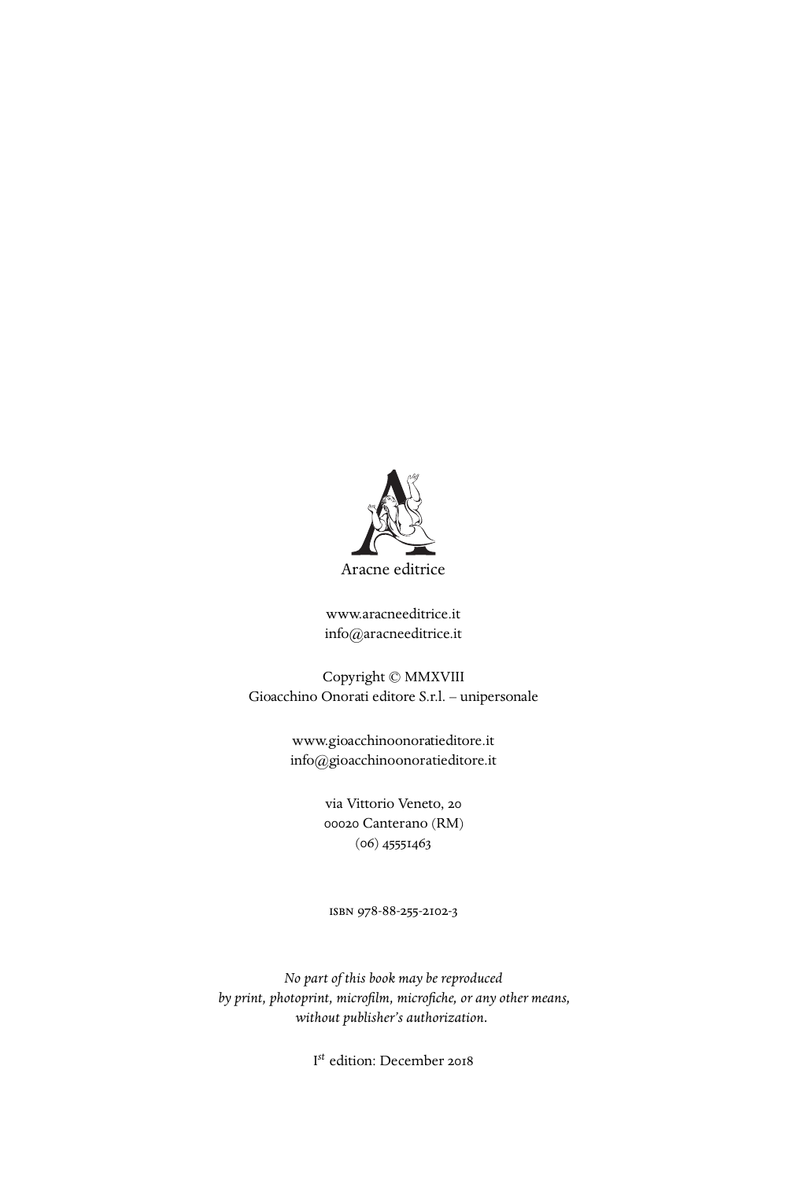Aracne editrice

www.aracneeditrice.it
info@aracneeditrice.it

Copyright © MMXVIII
Gioacchino Onorati editore S.r.l. – unipersonale

www.gioacchinoonoratieditore.it
info@gioacchinoonoratieditore.it

via Vittorio Veneto, 20
00020 Canterano (RM)
(06) 45551463

isbn 978-88-255-2102-3

*No part of this book may be reproduced*
*by print, photoprint, microfilm, microfiche, or any other means,*
*without publisher's authorization.*

I$^{st}$ edition: December 2018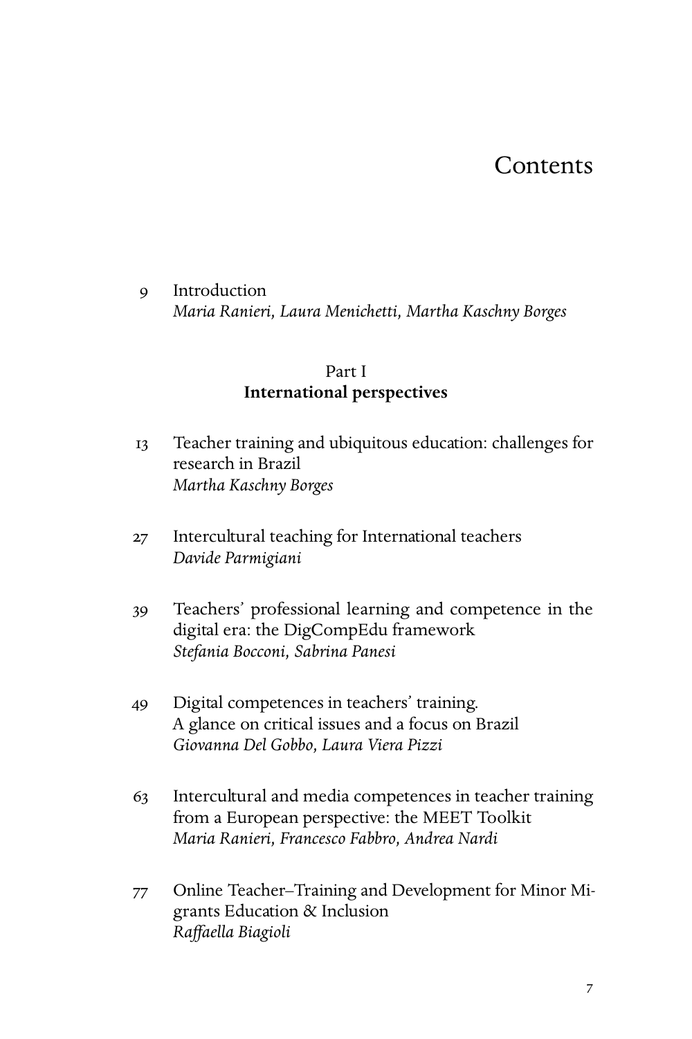# Contents

9 Introduction
*Maria Ranieri, Laura Menichetti, Martha Kaschny Borges*

Part I
**International perspectives**

13 Teacher training and ubiquitous education: challenges for research in Brazil
*Martha Kaschny Borges*

27 Intercultural teaching for International teachers
*Davide Parmigiani*

39 Teachers' professional learning and competence in the digital era: the DigCompEdu framework
*Stefania Bocconi, Sabrina Panesi*

49 Digital competences in teachers' training.
A glance on critical issues and a focus on Brazil
*Giovanna Del Gobbo, Laura Viera Pizzi*

63 Intercultural and media competences in teacher training from a European perspective: the MEET Toolkit
*Maria Ranieri, Francesco Fabbro, Andrea Nardi*

77 Online Teacher–Training and Development for Minor Migrants Education & Inclusion
*Raffaella Biagioli*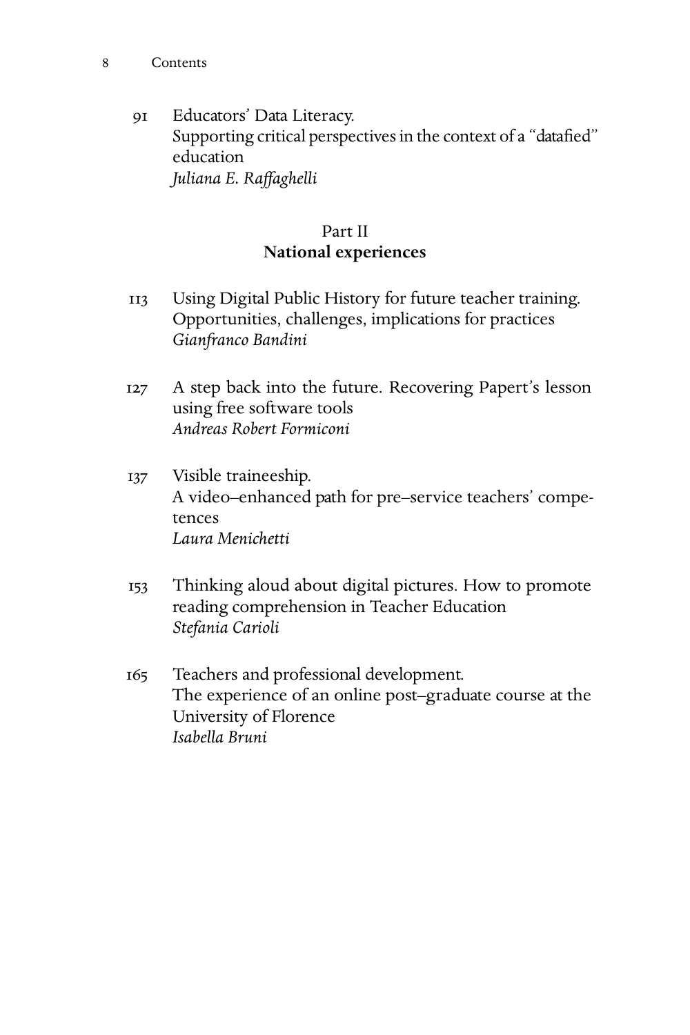91 Educators' Data Literacy.
Supporting critical perspectives in the context of a "datafied" education
*Juliana E. Raffaghelli*

## Part II
## **National experiences**

113 Using Digital Public History for future teacher training. Opportunities, challenges, implications for practices
*Gianfranco Bandini*

127 A step back into the future. Recovering Papert's lesson using free software tools
*Andreas Robert Formiconi*

137 Visible traineeship.
A video–enhanced path for pre–service teachers' competences
*Laura Menichetti*

153 Thinking aloud about digital pictures. How to promote reading comprehension in Teacher Education
*Stefania Carioli*

165 Teachers and professional development.
The experience of an online post–graduate course at the University of Florence
*Isabella Bruni*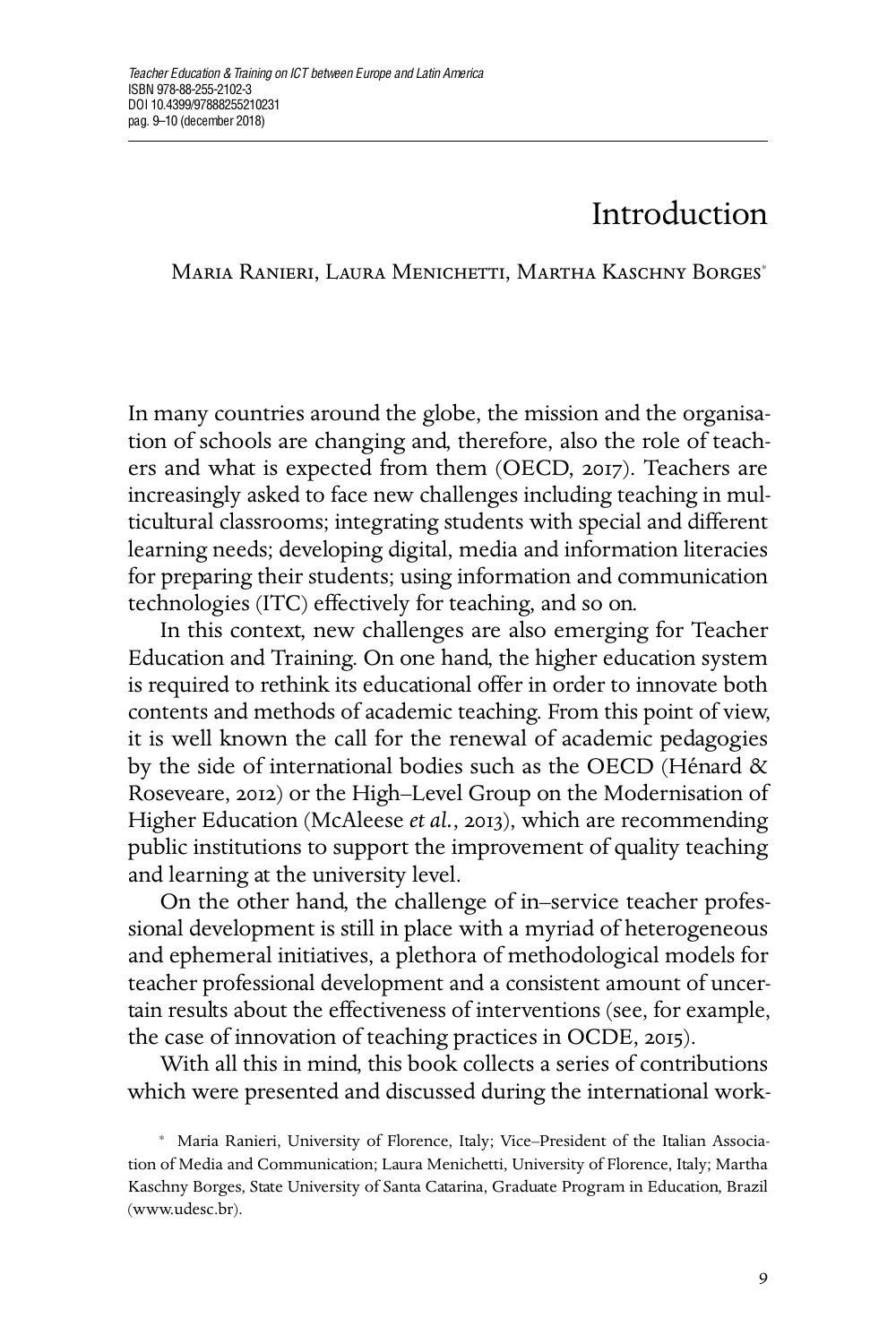# Introduction

Maria Ranieri, Laura Menichetti, Martha Kaschny Borges[*]

In many countries around the globe, the mission and the organisation of schools are changing and, therefore, also the role of teachers and what is expected from them (OECD, 2017). Teachers are increasingly asked to face new challenges including teaching in multicultural classrooms; integrating students with special and different learning needs; developing digital, media and information literacies for preparing their students; using information and communication technologies (ITC) effectively for teaching, and so on.

In this context, new challenges are also emerging for Teacher Education and Training. On one hand, the higher education system is required to rethink its educational offer in order to innovate both contents and methods of academic teaching. From this point of view, it is well known the call for the renewal of academic pedagogies by the side of international bodies such as the OECD (Hénard & Roseveare, 2012) or the High–Level Group on the Modernisation of Higher Education (McAleese *et al.*, 2013), which are recommending public institutions to support the improvement of quality teaching and learning at the university level.

On the other hand, the challenge of in–service teacher professional development is still in place with a myriad of heterogeneous and ephemeral initiatives, a plethora of methodological models for teacher professional development and a consistent amount of uncertain results about the effectiveness of interventions (see, for example, the case of innovation of teaching practices in OCDE, 2015).

With all this in mind, this book collects a series of contributions which were presented and discussed during the international work-

[*] Maria Ranieri, University of Florence, Italy; Vice–President of the Italian Association of Media and Communication; Laura Menichetti, University of Florence, Italy; Martha Kaschny Borges, State University of Santa Catarina, Graduate Program in Education, Brazil (www.udesc.br).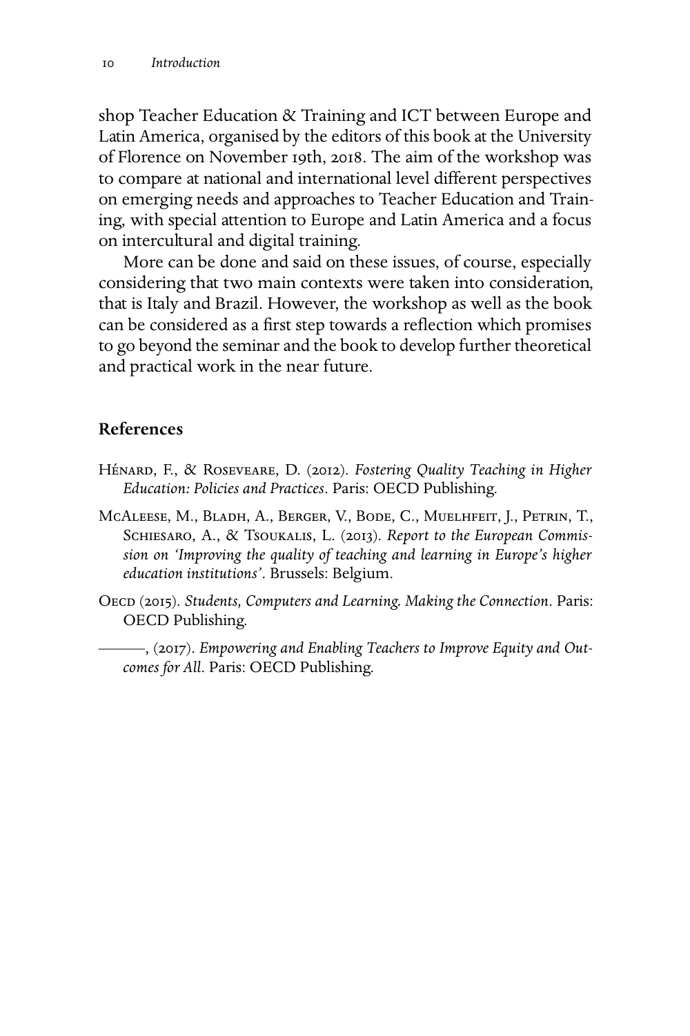shop Teacher Education & Training and ICT between Europe and Latin America, organised by the editors of this book at the University of Florence on November 19th, 2018. The aim of the workshop was to compare at national and international level different perspectives on emerging needs and approaches to Teacher Education and Training, with special attention to Europe and Latin America and a focus on intercultural and digital training.

More can be done and said on these issues, of course, especially considering that two main contexts were taken into consideration, that is Italy and Brazil. However, the workshop as well as the book can be considered as a first step towards a reflection which promises to go beyond the seminar and the book to develop further theoretical and practical work in the near future.

## References

Hénard, F., & Roseveare, D. (2012). *Fostering Quality Teaching in Higher Education: Policies and Practices*. Paris: OECD Publishing.

McAleese, M., Bladh, A., Berger, V., Bode, C., Muelhfeit, J., Petrin, T., Schiesaro, A., & Tsoukalis, L. (2013). *Report to the European Commission on 'Improving the quality of teaching and learning in Europe's higher education institutions'*. Brussels: Belgium.

Oecd (2015). *Students, Computers and Learning. Making the Connection*. Paris: OECD Publishing.

———, (2017). *Empowering and Enabling Teachers to Improve Equity and Outcomes for All*. Paris: OECD Publishing.